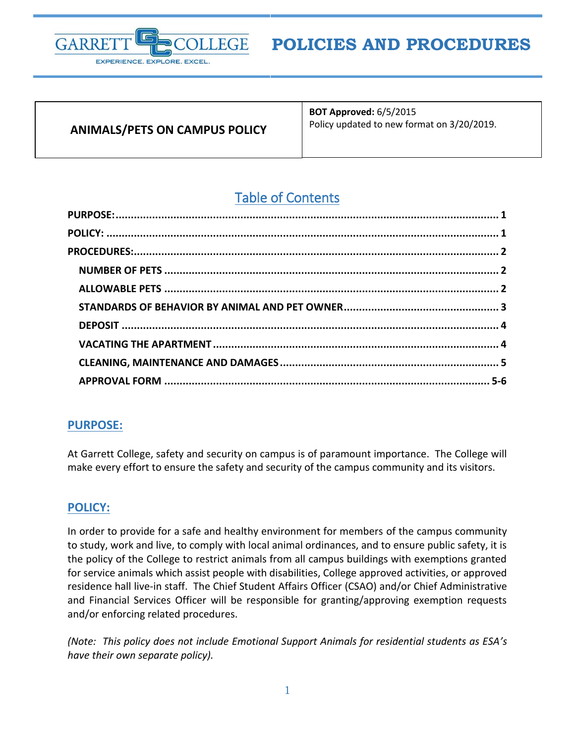# GARRETT COLLEGE — EXPERIENCE. EXPLORE. EXCEL.

# POLICIES AND PROCEDURES

| ANIMALS/PETS ON CAMPUS POLICY | **BOT Approved:** 6/5/2015<br>Policy updated to new format on 3/20/2019. |
|---|---|

## Table of Contents

- **PURPOSE:** ..... 1
- **POLICY:** ..... 1
- **PROCEDURES:** ..... 2
  - **NUMBER OF PETS** ..... 2
  - **ALLOWABLE PETS** ..... 2
  - **STANDARDS OF BEHAVIOR BY ANIMAL AND PET OWNER** ..... 3
  - **DEPOSIT** ..... 4
  - **VACATING THE APARTMENT** ..... 4
  - **CLEANING, MAINTENANCE AND DAMAGES** ..... 5
  - **APPROVAL FORM** ..... 5-6

## PURPOSE:

At Garrett College, safety and security on campus is of paramount importance. The College will make every effort to ensure the safety and security of the campus community and its visitors.

## POLICY:

In order to provide for a safe and healthy environment for members of the campus community to study, work and live, to comply with local animal ordinances, and to ensure public safety, it is the policy of the College to restrict animals from all campus buildings with exemptions granted for service animals which assist people with disabilities, College approved activities, or approved residence hall live-in staff. The Chief Student Affairs Officer (CSAO) and/or Chief Administrative and Financial Services Officer will be responsible for granting/approving exemption requests and/or enforcing related procedures.

*(Note: This policy does not include Emotional Support Animals for residential students as ESA's have their own separate policy).*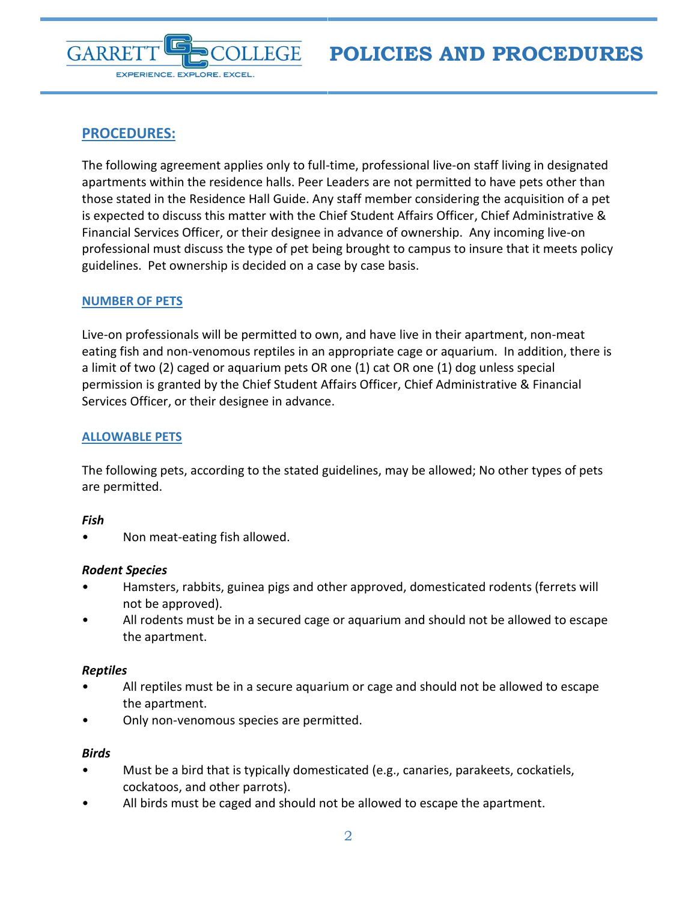## PROCEDURES:

The following agreement applies only to full-time, professional live-on staff living in designated apartments within the residence halls. Peer Leaders are not permitted to have pets other than those stated in the Residence Hall Guide. Any staff member considering the acquisition of a pet is expected to discuss this matter with the Chief Student Affairs Officer, Chief Administrative & Financial Services Officer, or their designee in advance of ownership. Any incoming live-on professional must discuss the type of pet being brought to campus to insure that it meets policy guidelines. Pet ownership is decided on a case by case basis.

### NUMBER OF PETS

Live-on professionals will be permitted to own, and have live in their apartment, non-meat eating fish and non-venomous reptiles in an appropriate cage or aquarium. In addition, there is a limit of two (2) caged or aquarium pets OR one (1) cat OR one (1) dog unless special permission is granted by the Chief Student Affairs Officer, Chief Administrative & Financial Services Officer, or their designee in advance.

### ALLOWABLE PETS

The following pets, according to the stated guidelines, may be allowed; No other types of pets are permitted.

***Fish***

- Non meat-eating fish allowed.

***Rodent Species***

- Hamsters, rabbits, guinea pigs and other approved, domesticated rodents (ferrets will not be approved).
- All rodents must be in a secured cage or aquarium and should not be allowed to escape the apartment.

***Reptiles***

- All reptiles must be in a secure aquarium or cage and should not be allowed to escape the apartment.
- Only non-venomous species are permitted.

***Birds***

- Must be a bird that is typically domesticated (e.g., canaries, parakeets, cockatiels, cockatoos, and other parrots).
- All birds must be caged and should not be allowed to escape the apartment.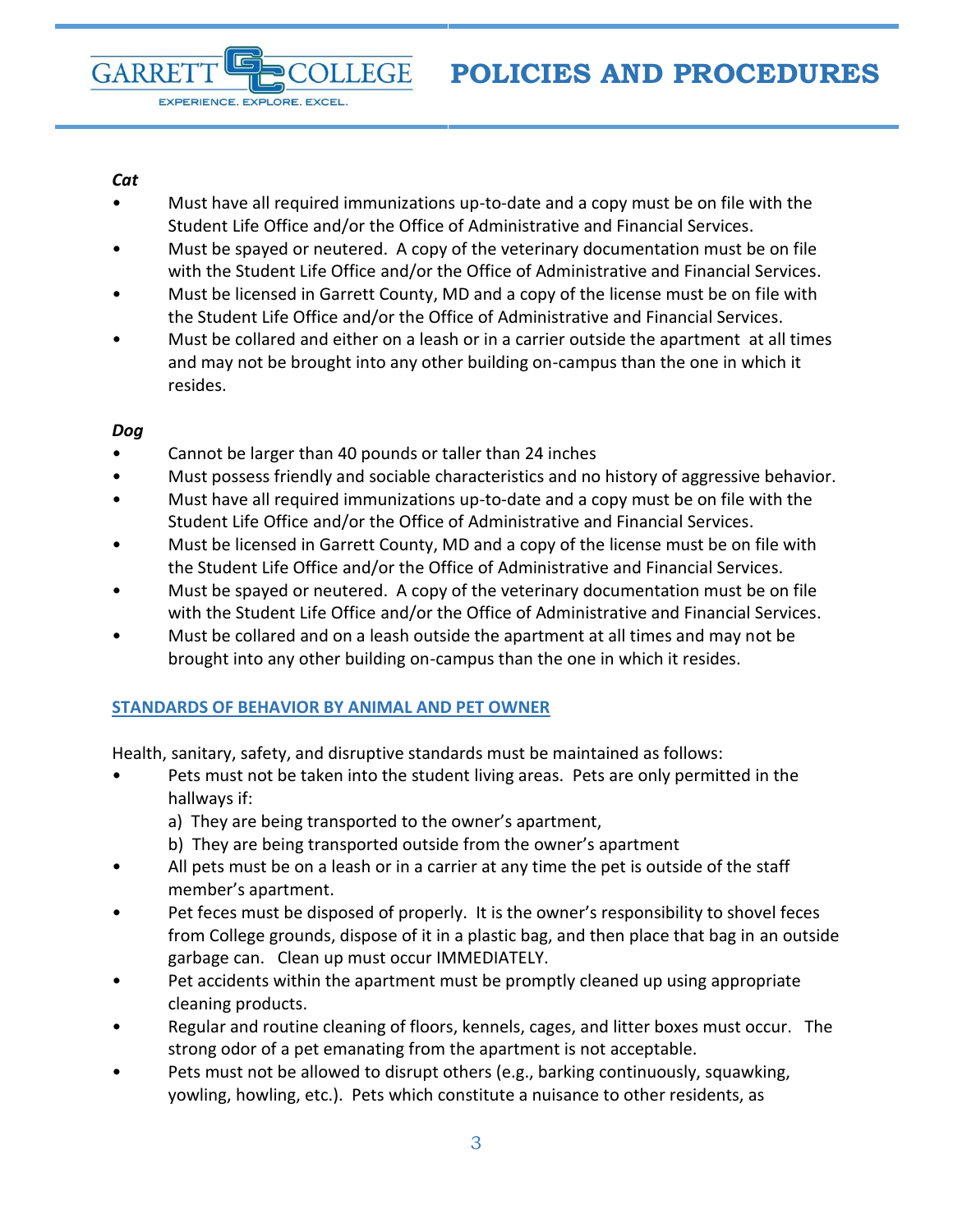### *Cat*

- Must have all required immunizations up-to-date and a copy must be on file with the Student Life Office and/or the Office of Administrative and Financial Services.
- Must be spayed or neutered. A copy of the veterinary documentation must be on file with the Student Life Office and/or the Office of Administrative and Financial Services.
- Must be licensed in Garrett County, MD and a copy of the license must be on file with the Student Life Office and/or the Office of Administrative and Financial Services.
- Must be collared and either on a leash or in a carrier outside the apartment at all times and may not be brought into any other building on-campus than the one in which it resides.

### *Dog*

- Cannot be larger than 40 pounds or taller than 24 inches
- Must possess friendly and sociable characteristics and no history of aggressive behavior.
- Must have all required immunizations up-to-date and a copy must be on file with the Student Life Office and/or the Office of Administrative and Financial Services.
- Must be licensed in Garrett County, MD and a copy of the license must be on file with the Student Life Office and/or the Office of Administrative and Financial Services.
- Must be spayed or neutered. A copy of the veterinary documentation must be on file with the Student Life Office and/or the Office of Administrative and Financial Services.
- Must be collared and on a leash outside the apartment at all times and may not be brought into any other building on-campus than the one in which it resides.

## STANDARDS OF BEHAVIOR BY ANIMAL AND PET OWNER

Health, sanitary, safety, and disruptive standards must be maintained as follows:

- Pets must not be taken into the student living areas. Pets are only permitted in the hallways if:
  - a) They are being transported to the owner's apartment,
  - b) They are being transported outside from the owner's apartment
- All pets must be on a leash or in a carrier at any time the pet is outside of the staff member's apartment.
- Pet feces must be disposed of properly. It is the owner's responsibility to shovel feces from College grounds, dispose of it in a plastic bag, and then place that bag in an outside garbage can. Clean up must occur IMMEDIATELY.
- Pet accidents within the apartment must be promptly cleaned up using appropriate cleaning products.
- Regular and routine cleaning of floors, kennels, cages, and litter boxes must occur. The strong odor of a pet emanating from the apartment is not acceptable.
- Pets must not be allowed to disrupt others (e.g., barking continuously, squawking, yowling, howling, etc.). Pets which constitute a nuisance to other residents, as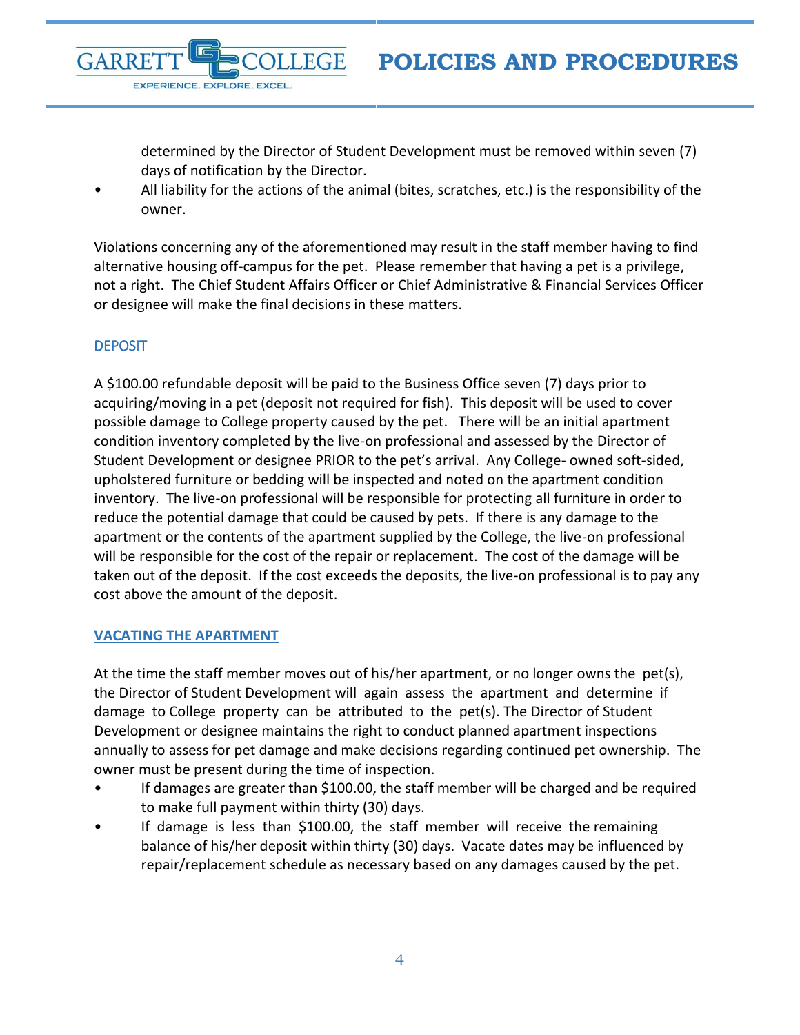determined by the Director of Student Development must be removed within seven (7) days of notification by the Director.

- All liability for the actions of the animal (bites, scratches, etc.) is the responsibility of the owner.

Violations concerning any of the aforementioned may result in the staff member having to find alternative housing off-campus for the pet. Please remember that having a pet is a privilege, not a right. The Chief Student Affairs Officer or Chief Administrative & Financial Services Officer or designee will make the final decisions in these matters.

## DEPOSIT

A $100.00 refundable deposit will be paid to the Business Office seven (7) days prior to acquiring/moving in a pet (deposit not required for fish). This deposit will be used to cover possible damage to College property caused by the pet. There will be an initial apartment condition inventory completed by the live-on professional and assessed by the Director of Student Development or designee PRIOR to the pet's arrival. Any College- owned soft-sided, upholstered furniture or bedding will be inspected and noted on the apartment condition inventory. The live-on professional will be responsible for protecting all furniture in order to reduce the potential damage that could be caused by pets. If there is any damage to the apartment or the contents of the apartment supplied by the College, the live-on professional will be responsible for the cost of the repair or replacement. The cost of the damage will be taken out of the deposit. If the cost exceeds the deposits, the live-on professional is to pay any cost above the amount of the deposit.

## VACATING THE APARTMENT

At the time the staff member moves out of his/her apartment, or no longer owns the pet(s), the Director of Student Development will again assess the apartment and determine if damage to College property can be attributed to the pet(s). The Director of Student Development or designee maintains the right to conduct planned apartment inspections annually to assess for pet damage and make decisions regarding continued pet ownership. The owner must be present during the time of inspection.

- If damages are greater than $100.00, the staff member will be charged and be required to make full payment within thirty (30) days.
- If damage is less than $100.00, the staff member will receive the remaining balance of his/her deposit within thirty (30) days. Vacate dates may be influenced by repair/replacement schedule as necessary based on any damages caused by the pet.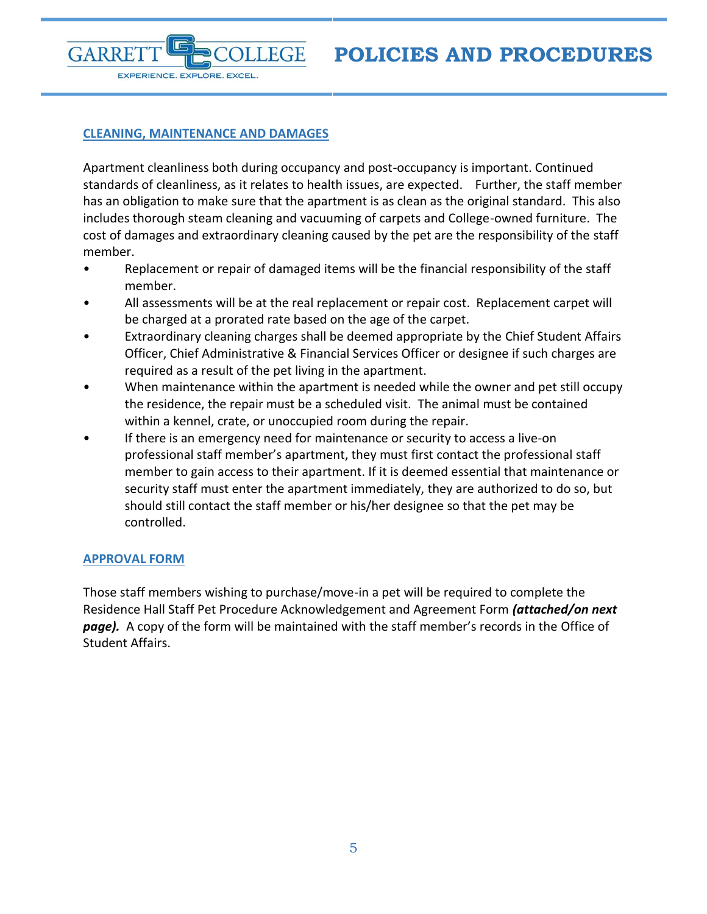## CLEANING, MAINTENANCE AND DAMAGES

Apartment cleanliness both during occupancy and post-occupancy is important. Continued standards of cleanliness, as it relates to health issues, are expected. Further, the staff member has an obligation to make sure that the apartment is as clean as the original standard. This also includes thorough steam cleaning and vacuuming of carpets and College-owned furniture. The cost of damages and extraordinary cleaning caused by the pet are the responsibility of the staff member.

- Replacement or repair of damaged items will be the financial responsibility of the staff member.
- All assessments will be at the real replacement or repair cost. Replacement carpet will be charged at a prorated rate based on the age of the carpet.
- Extraordinary cleaning charges shall be deemed appropriate by the Chief Student Affairs Officer, Chief Administrative & Financial Services Officer or designee if such charges are required as a result of the pet living in the apartment.
- When maintenance within the apartment is needed while the owner and pet still occupy the residence, the repair must be a scheduled visit. The animal must be contained within a kennel, crate, or unoccupied room during the repair.
- If there is an emergency need for maintenance or security to access a live-on professional staff member's apartment, they must first contact the professional staff member to gain access to their apartment. If it is deemed essential that maintenance or security staff must enter the apartment immediately, they are authorized to do so, but should still contact the staff member or his/her designee so that the pet may be controlled.

## APPROVAL FORM

Those staff members wishing to purchase/move-in a pet will be required to complete the Residence Hall Staff Pet Procedure Acknowledgement and Agreement Form ***(attached/on next page).*** A copy of the form will be maintained with the staff member's records in the Office of Student Affairs.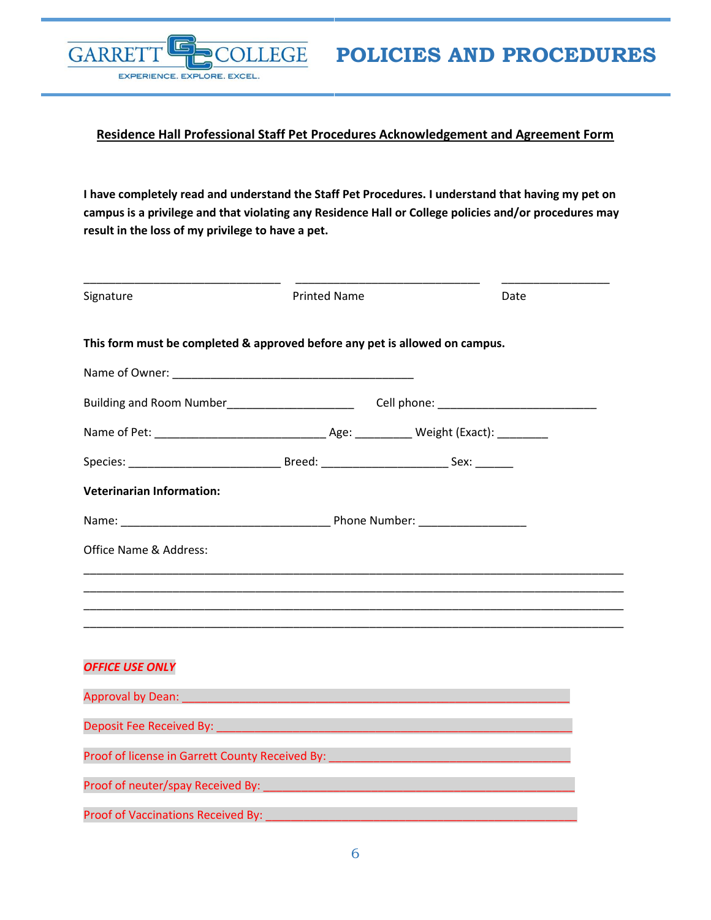**Residence Hall Professional Staff Pet Procedures Acknowledgement and Agreement Form**

**I have completely read and understand the Staff Pet Procedures. I understand that having my pet on campus is a privilege and that violating any Residence Hall or College policies and/or procedures may result in the loss of my privilege to have a pet.**

_______________________________ _____________________________ _________________

Signature Printed Name Date

**This form must be completed & approved before any pet is allowed on campus.**

Name of Owner: ______________________________________

Building and Room Number____________________ Cell phone: _________________________

Name of Pet: ___________________________ Age: _________ Weight (Exact): ________

Species: ________________________ Breed: ____________________ Sex: ______

**Veterinarian Information:**

Name: _________________________________ Phone Number: _________________

Office Name & Address:

______________________________________________________________________________________
______________________________________________________________________________________
______________________________________________________________________________________
______________________________________________________________________________________

***OFFICE USE ONLY***

Approval by Dean: _____________________________________________________________

Deposit Fee Received By: _______________________________________________________

Proof of license in Garrett County Received By: ______________________________________

Proof of neuter/spay Received By: _________________________________________________

Proof of Vaccinations Received By: ________________________________________________